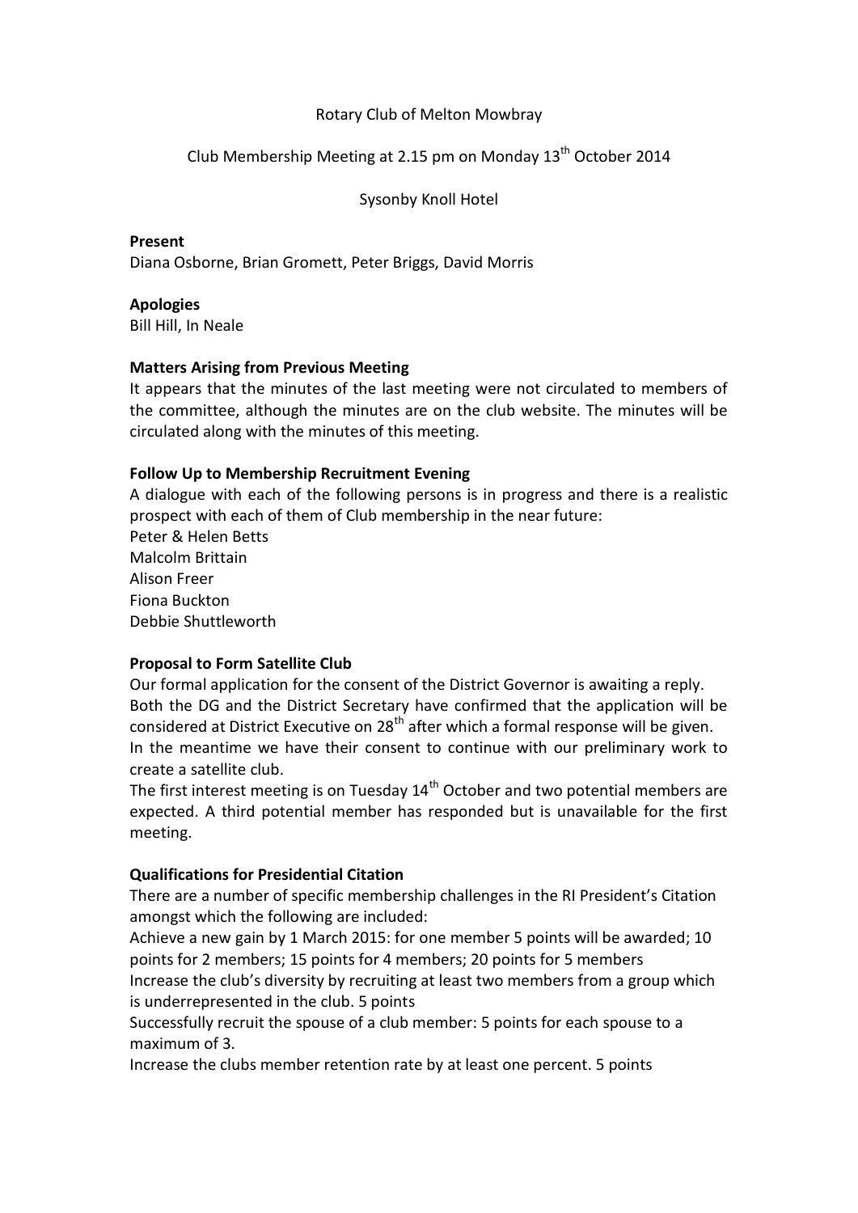Rotary Club of Melton Mowbray

Club Membership Meeting at 2.15 pm on Monday 13th October 2014

Sysonby Knoll Hotel

**Present**

Diana Osborne, Brian Gromett, Peter Briggs, David Morris

**Apologies**

Bill Hill, In Neale

**Matters Arising from Previous Meeting**

It appears that the minutes of the last meeting were not circulated to members of the committee, although the minutes are on the club website. The minutes will be circulated along with the minutes of this meeting.

**Follow Up to Membership Recruitment Evening**

A dialogue with each of the following persons is in progress and there is a realistic prospect with each of them of Club membership in the near future:
Peter & Helen Betts
Malcolm Brittain
Alison Freer
Fiona Buckton
Debbie Shuttleworth

**Proposal to Form Satellite Club**

Our formal application for the consent of the District Governor is awaiting a reply.
Both the DG and the District Secretary have confirmed that the application will be considered at District Executive on 28th after which a formal response will be given.
In the meantime we have their consent to continue with our preliminary work to create a satellite club.
The first interest meeting is on Tuesday 14th October and two potential members are expected. A third potential member has responded but is unavailable for the first meeting.

**Qualifications for Presidential Citation**

There are a number of specific membership challenges in the RI President's Citation amongst which the following are included:
Achieve a new gain by 1 March 2015: for one member 5 points will be awarded; 10 points for 2 members; 15 points for 4 members; 20 points for 5 members
Increase the club's diversity by recruiting at least two members from a group which is underrepresented in the club. 5 points
Successfully recruit the spouse of a club member: 5 points for each spouse to a maximum of 3.
Increase the clubs member retention rate by at least one percent. 5 points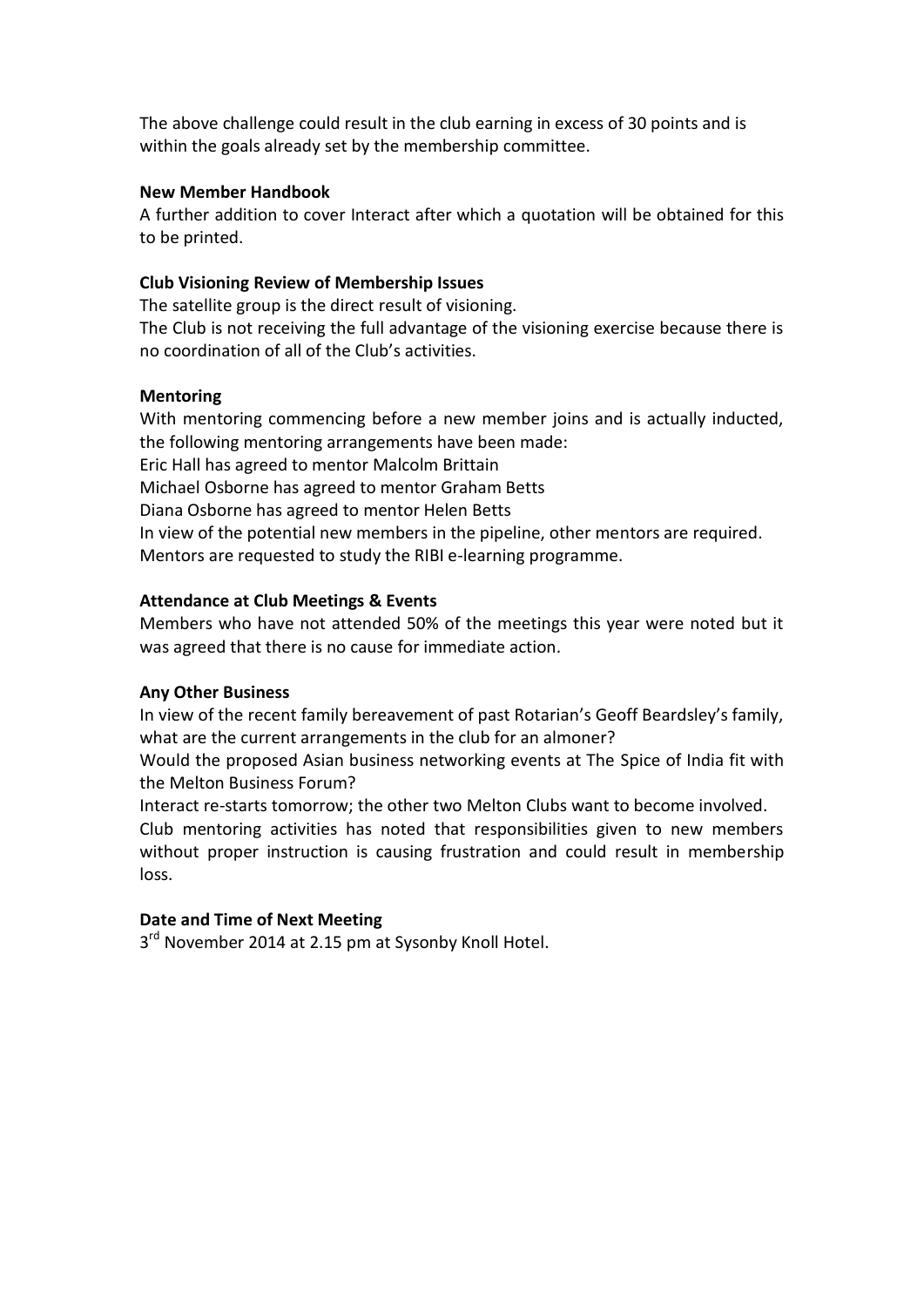The above challenge could result in the club earning in excess of 30 points and is within the goals already set by the membership committee.

**New Member Handbook**

A further addition to cover Interact after which a quotation will be obtained for this to be printed.

**Club Visioning Review of Membership Issues**

The satellite group is the direct result of visioning.

The Club is not receiving the full advantage of the visioning exercise because there is no coordination of all of the Club's activities.

**Mentoring**

With mentoring commencing before a new member joins and is actually inducted, the following mentoring arrangements have been made:

Eric Hall has agreed to mentor Malcolm Brittain

Michael Osborne has agreed to mentor Graham Betts

Diana Osborne has agreed to mentor Helen Betts

In view of the potential new members in the pipeline, other mentors are required.

Mentors are requested to study the RIBI e-learning programme.

**Attendance at Club Meetings & Events**

Members who have not attended 50% of the meetings this year were noted but it was agreed that there is no cause for immediate action.

**Any Other Business**

In view of the recent family bereavement of past Rotarian's Geoff Beardsley's family, what are the current arrangements in the club for an almoner?

Would the proposed Asian business networking events at The Spice of India fit with the Melton Business Forum?

Interact re-starts tomorrow; the other two Melton Clubs want to become involved.

Club mentoring activities has noted that responsibilities given to new members without proper instruction is causing frustration and could result in membership loss.

**Date and Time of Next Meeting**

3rd November 2014 at 2.15 pm at Sysonby Knoll Hotel.